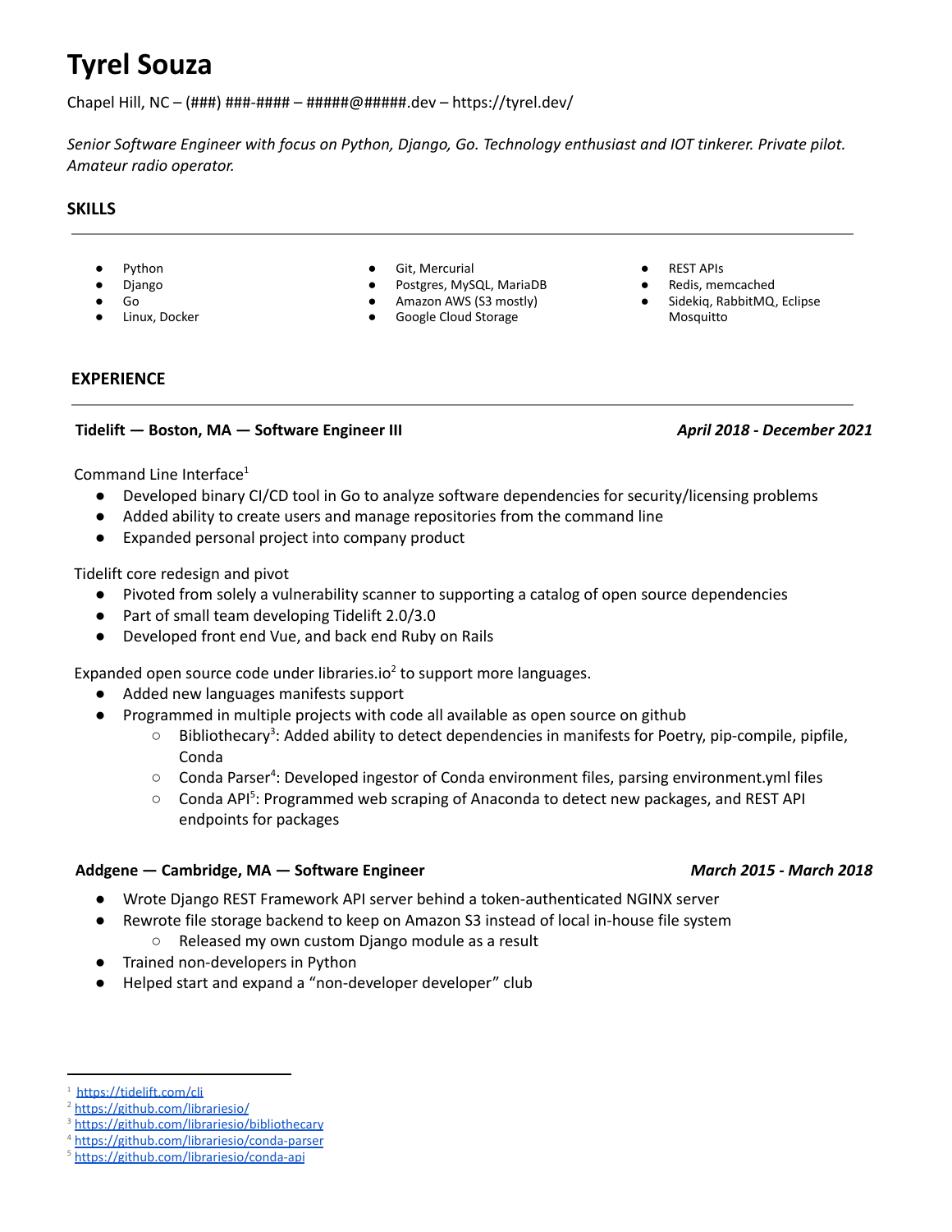# Tyrel Souza

Chapel Hill, NC – (###) ###-#### – #####@#####.dev – https://tyrel.dev/

*Senior Software Engineer with focus on Python, Django, Go. Technology enthusiast and IOT tinkerer. Private pilot. Amateur radio operator.*

## SKILLS

- Python
- Django
- Go
- Linux, Docker
- Git, Mercurial
- Postgres, MySQL, MariaDB
- Amazon AWS (S3 mostly)
- Google Cloud Storage
- REST APIs
- Redis, memcached
- Sidekiq, RabbitMQ, Eclipse Mosquitto

## EXPERIENCE

**Tidelift — Boston, MA — Software Engineer III** *April 2018 - December 2021*

Command Line Interface[1]

- Developed binary CI/CD tool in Go to analyze software dependencies for security/licensing problems
- Added ability to create users and manage repositories from the command line
- Expanded personal project into company product

Tidelift core redesign and pivot

- Pivoted from solely a vulnerability scanner to supporting a catalog of open source dependencies
- Part of small team developing Tidelift 2.0/3.0
- Developed front end Vue, and back end Ruby on Rails

Expanded open source code under libraries.io[2] to support more languages.

- Added new languages manifests support
- Programmed in multiple projects with code all available as open source on github
  - Bibliothecary[3]: Added ability to detect dependencies in manifests for Poetry, pip-compile, pipfile, Conda
  - Conda Parser[4]: Developed ingestor of Conda environment files, parsing environment.yml files
  - Conda API[5]: Programmed web scraping of Anaconda to detect new packages, and REST API endpoints for packages

**Addgene — Cambridge, MA — Software Engineer** *March 2015 - March 2018*

- Wrote Django REST Framework API server behind a token-authenticated NGINX server
- Rewrote file storage backend to keep on Amazon S3 instead of local in-house file system
  - Released my own custom Django module as a result
- Trained non-developers in Python
- Helped start and expand a "non-developer developer" club

---

[1] https://tidelift.com/cli
[2] https://github.com/librariesio/
[3] https://github.com/librariesio/bibliothecary
[4] https://github.com/librariesio/conda-parser
[5] https://github.com/librariesio/conda-api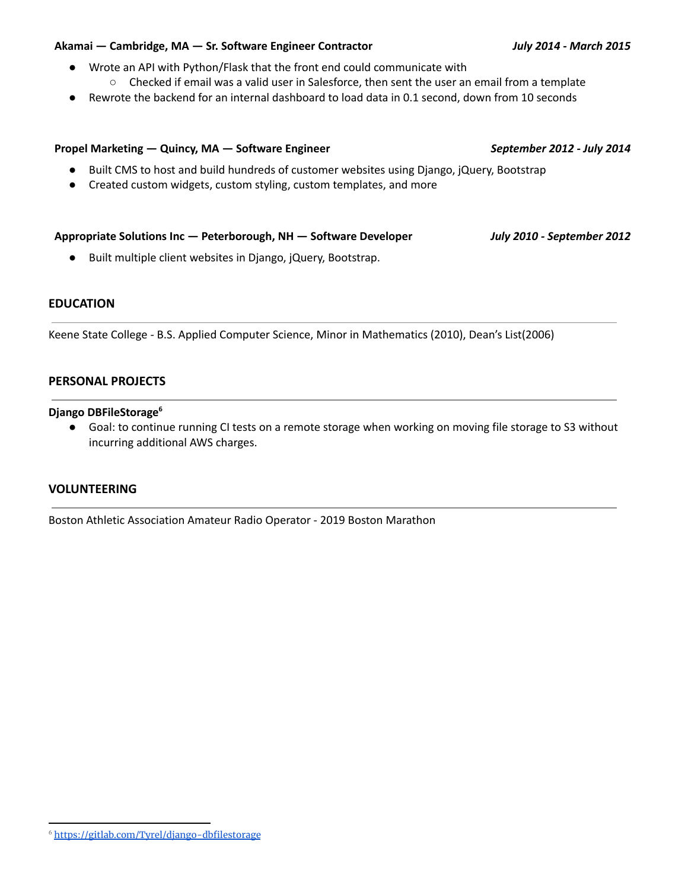**Akamai — Cambridge, MA — Sr. Software Engineer Contractor** *July 2014 - March 2015*

- Wrote an API with Python/Flask that the front end could communicate with
  - Checked if email was a valid user in Salesforce, then sent the user an email from a template
- Rewrote the backend for an internal dashboard to load data in 0.1 second, down from 10 seconds

**Propel Marketing — Quincy, MA — Software Engineer** *September 2012 - July 2014*

- Built CMS to host and build hundreds of customer websites using Django, jQuery, Bootstrap
- Created custom widgets, custom styling, custom templates, and more

**Appropriate Solutions Inc — Peterborough, NH — Software Developer** *July 2010 - September 2012*

- Built multiple client websites in Django, jQuery, Bootstrap.

## EDUCATION

Keene State College - B.S. Applied Computer Science, Minor in Mathematics (2010), Dean's List(2006)

## PERSONAL PROJECTS

**Django DBFileStorage**[6]

- Goal: to continue running CI tests on a remote storage when working on moving file storage to S3 without incurring additional AWS charges.

## VOLUNTEERING

Boston Athletic Association Amateur Radio Operator - 2019 Boston Marathon

---

[6] https://gitlab.com/Tyrel/django-dbfilestorage